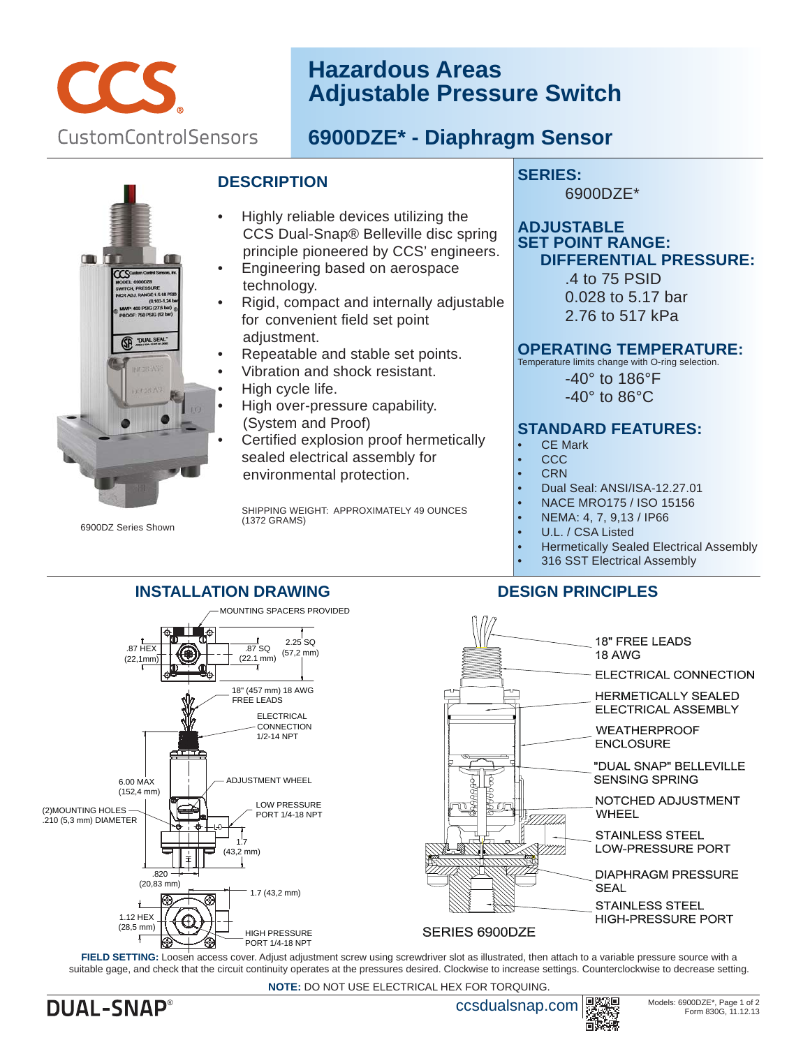# Hazardous Areas Adjustable Pressure Switch

CCS® CustomControlSensors

## 6900DZE* - Diaphragm Sensor

6900DZ Series Shown

## DESCRIPTION

- Highly reliable devices utilizing the CCS Dual-Snap® Belleville disc spring principle pioneered by CCS' engineers.
- Engineering based on aerospace technology.
- Rigid, compact and internally adjustable for convenient field set point adjustment.
- Repeatable and stable set points.
- Vibration and shock resistant.
- High cycle life.
- High over-pressure capability. (System and Proof)
- Certified explosion proof hermetically sealed electrical assembly for environmental protection.

SHIPPING WEIGHT: APPROXIMATELY 49 OUNCES (1372 GRAMS)

## SERIES:

6900DZE*

## ADJUSTABLE SET POINT RANGE:

### DIFFERENTIAL PRESSURE:

.4 to 75 PSID
0.028 to 5.17 bar
2.76 to 517 kPa

## OPERATING TEMPERATURE:

Temperature limits change with O-ring selection.

-40° to 186°F
-40° to 86°C

## STANDARD FEATURES:

- CE Mark
- CCC
- CRN
- Dual Seal: ANSI/ISA-12.27.01
- NACE MRO175 / ISO 15156
- NEMA: 4, 7, 9,13 / IP66
- U.L. / CSA Listed
- Hermetically Sealed Electrical Assembly
- 316 SST Electrical Assembly

## INSTALLATION DRAWING

MOUNTING SPACERS PROVIDED
.87 HEX (22,1mm)
.87 SQ (22.1 mm)
2.25 SQ (57,2 mm)
18" (457 mm) 18 AWG FREE LEADS
ELECTRICAL CONNECTION 1/2-14 NPT
6.00 MAX (152,4 mm)
ADJUSTMENT WHEEL
(2)MOUNTING HOLES .210 (5,3 mm) DIAMETER
LOW PRESSURE PORT 1/4-18 NPT
1.7 (43,2 mm)
.820 (20,83 mm)
1.7 (43,2 mm)
1.12 HEX (28,5 mm)
HIGH PRESSURE PORT 1/4-18 NPT

## DESIGN PRINCIPLES

18" FREE LEADS 18 AWG
ELECTRICAL CONNECTION
HERMETICALLY SEALED ELECTRICAL ASSEMBLY
WEATHERPROOF ENCLOSURE
"DUAL SNAP" BELLEVILLE SENSING SPRING
NOTCHED ADJUSTMENT WHEEL
STAINLESS STEEL LOW-PRESSURE PORT
DIAPHRAGM PRESSURE SEAL
STAINLESS STEEL HIGH-PRESSURE PORT

SERIES 6900DZE

**FIELD SETTING:** Loosen access cover. Adjust adjustment screw using screwdriver slot as illustrated, then attach to a variable pressure source with a suitable gage, and check that the circuit continuity operates at the pressures desired. Clockwise to increase settings. Counterclockwise to decrease setting.

**NOTE:** DO NOT USE ELECTRICAL HEX FOR TORQUING.

DUAL-SNAP®　ccsdualsnap.com

Models: 6900DZE*, Form 830G, 11.12.13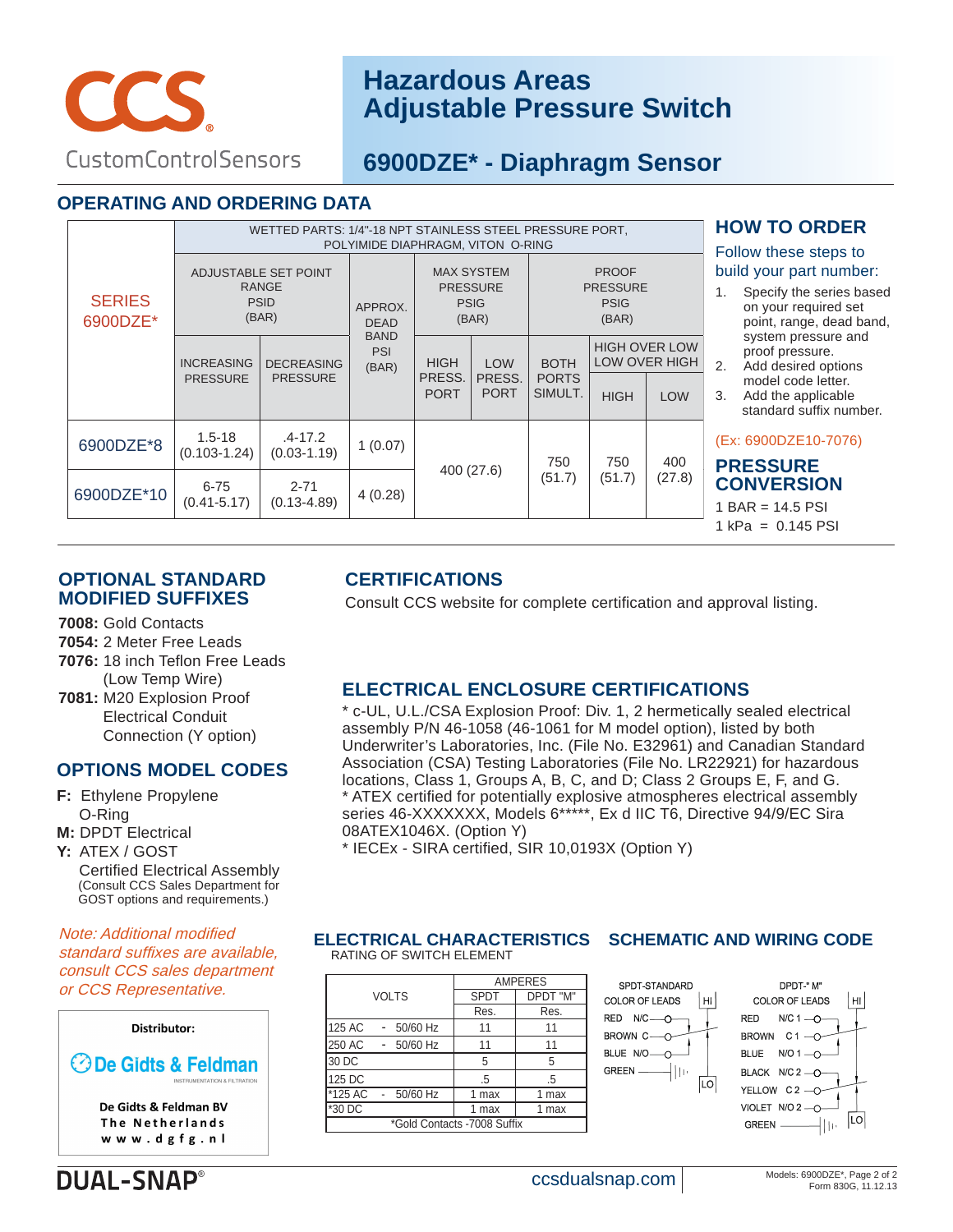# Hazardous Areas Adjustable Pressure Switch

CCS CustomControlSensors

## 6900DZE* - Diaphragm Sensor

## OPERATING AND ORDERING DATA

| SERIES 6900DZE* | WETTED PARTS: 1/4"-18 NPT STAINLESS STEEL PRESSURE PORT, POLYIMIDE DIAPHRAGM, VITON O-RING | | | | | | | |
|---|---|---|---|---|---|---|---|---|
| | ADJUSTABLE SET POINT RANGE PSID (BAR) | | APPROX. DEAD BAND PSI (BAR) | MAX SYSTEM PRESSURE PSIG (BAR) | | PROOF PRESSURE PSIG (BAR) | | |
| | INCREASING PRESSURE | DECREASING PRESSURE | | HIGH PRESS. PORT | LOW PRESS. PORT | BOTH PORTS SIMULT. | HIGH OVER LOW LOW OVER HIGH | |
| | | | | | | | HIGH | LOW |
| 6900DZE*8 | 1.5-18 (0.103-1.24) | .4-17.2 (0.03-1.19) | 1 (0.07) | 400 (27.6) | | 750 (51.7) | 750 (51.7) | 400 (27.8) |
| 6900DZE*10 | 6-75 (0.41-5.17) | 2-71 (0.13-4.89) | 4 (0.28) | | | | | |

## HOW TO ORDER

Follow these steps to build your part number:

1. Specify the series based on your required set point, range, dead band, system pressure and proof pressure.
2. Add desired options model code letter.
3. Add the applicable standard suffix number.

(Ex: 6900DZE10-7076)

## PRESSURE CONVERSION

1 BAR = 14.5 PSI
1 kPa = 0.145 PSI

## OPTIONAL STANDARD MODIFIED SUFFIXES

**7008:** Gold Contacts
**7054:** 2 Meter Free Leads
**7076:** 18 inch Teflon Free Leads (Low Temp Wire)
**7081:** M20 Explosion Proof Electrical Conduit Connection (Y option)

## OPTIONS MODEL CODES

**F:** Ethylene Propylene O-Ring
**M:** DPDT Electrical
**Y:** ATEX / GOST Certified Electrical Assembly
(Consult CCS Sales Department for GOST options and requirements.)

*Note: Additional modified standard suffixes are available, consult CCS sales department or CCS Representative.*

Distributor:

De Gidts & Feldman
INSTRUMENTATION & FILTRATION

De Gidts & Feldman BV
The Netherlands
www.dgfg.nl

## CERTIFICATIONS

Consult CCS website for complete certification and approval listing.

## ELECTRICAL ENCLOSURE CERTIFICATIONS

* c-UL, U.L./CSA Explosion Proof: Div. 1, 2 hermetically sealed electrical assembly P/N 46-1058 (46-1061 for M model option), listed by both Underwriter's Laboratories, Inc. (File No. E32961) and Canadian Standard Association (CSA) Testing Laboratories (File No. LR22921) for hazardous locations, Class 1, Groups A, B, C, and D; Class 2 Groups E, F, and G.
* ATEX certified for potentially explosive atmospheres electrical assembly series 46-XXXXXXX, Models 6*****, Ex d IIC T6, Directive 94/9/EC Sira 08ATEX1046X. (Option Y)
* IECEx - SIRA certified, SIR 10,0193X (Option Y)

## ELECTRICAL CHARACTERISTICS

RATING OF SWITCH ELEMENT

| VOLTS | AMPERES | |
|---|---|---|
| | SPDT | DPDT "M" |
| | Res. | Res. |
| 125 AC - 50/60 Hz | 11 | 11 |
| 250 AC - 50/60 Hz | 11 | 11 |
| 30 DC | 5 | 5 |
| 125 DC | .5 | .5 |
| *125 AC - 50/60 Hz | 1 max | 1 max |
| *30 DC | 1 max | 1 max |
| *Gold Contacts -7008 Suffix | | |

## SCHEMATIC AND WIRING CODE

SPDT-STANDARD
COLOR OF LEADS
RED N/C
BROWN C
BLUE N/O
GREEN
HI
LO

DPDT-" M"
COLOR OF LEADS
RED N/C 1
BROWN C 1
BLUE N/O 1
BLACK N/C 2
YELLOW C 2
VIOLET N/O 2
GREEN
HI
LO

DUAL-SNAP®

ccsdualsnap.com

Models: 6900DZE*, Page 2 of 2
Form 830G, 11.12.13